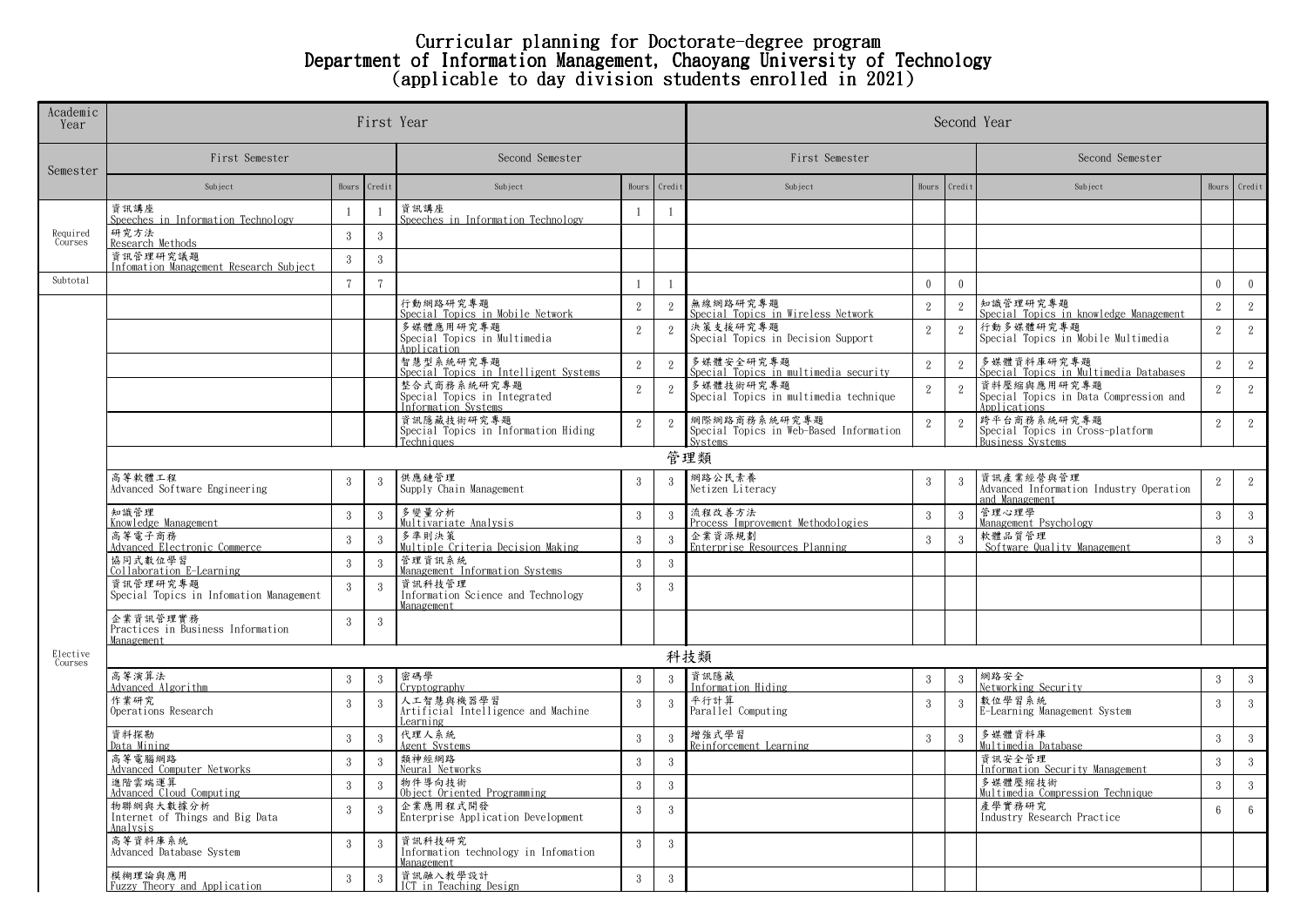# Curricular planning for Doctorate-degree program
# Department of Information Management, Chaoyang University of Technology
## (applicable to day division students enrolled in 2021)

| Academic Year | First Year | | | | | | Second Year | | | | | |
|---|---|---|---|---|---|---|---|---|---|---|---|---|
| Semester | First Semester | | | Second Semester | | | First Semester | | | Second Semester | | |
| | Subject | Hours | Credit | Subject | Hours | Credit | Subject | Hours | Credit | Subject | Hours | Credit |
| Required Courses | 資訊講座 Speeches in Information Technology | 1 | 1 | 資訊講座 Speeches in Information Technology | 1 | 1 | | | | | | |
| | 研究方法 Research Methods | 3 | 3 | | | | | | | | | |
| | 資訊管理研究議題 Infomation Management Research Subject | 3 | 3 | | | | | | | | | |
| Subtotal | | 7 | 7 | | 1 | 1 | | 0 | 0 | | 0 | 0 |
| Elective Courses | | | | 行動網路研究專題 Special Topics in Mobile Network | 2 | 2 | 無線網路研究專題 Special Topics in Wireless Network | 2 | 2 | 知識管理研究專題 Special Topics in knowledge Management | 2 | 2 |
| | | | | 多媒體應用研究專題 Special Topics in Multimedia Application | 2 | 2 | 決策支援研究專題 Special Topics in Decision Support | 2 | 2 | 行動多媒體研究專題 Special Topics in Mobile Multimedia | 2 | 2 |
| | | | | 智慧型系統研究專題 Special Topics in Intelligent Systems | 2 | 2 | 多媒體安全研究專題 Special Topics in multimedia security | 2 | 2 | 多媒體資料庫研究專題 Special Topics in Multimedia Databases | 2 | 2 |
| | | | | 整合式商務系統研究專題 Special Topics in Integrated Information Systems | 2 | 2 | 多媒體技術研究專題 Special Topics in multimedia technique | 2 | 2 | 資料壓縮與應用研究專題 Special Topics in Data Compression and Applications | 2 | 2 |
| | | | | 資訊隱藏技術研究專題 Special Topics in Information Hiding Techniques | 2 | 2 | 網際網路商務系統研究專題 Special Topics in Web-Based Information Systems | 2 | 2 | 跨平台商務系統研究專題 Special Topics in Cross-platform Business Systems | 2 | 2 |
| | 管理類 | | | | | | | | | | | |
| | 高等軟體工程 Advanced Software Engineering | 3 | 3 | 供應鏈管理 Supply Chain Management | 3 | 3 | 網路公民素養 Netizen Literacy | 3 | 3 | 資訊產業經營與管理 Advanced Information Industry Operation and Management | 2 | 2 |
| | 知識管理 Knowledge Management | 3 | 3 | 多變量分析 Multivariate Analysis | 3 | 3 | 流程改善方法 Process Improvement Methodologies | 3 | 3 | 管理心理學 Management Psychology | 3 | 3 |
| | 高等電子商務 Advanced Electronic Commerce | 3 | 3 | 多準則決策 Multiple Criteria Decision Making | 3 | 3 | 企業資源規劃 Enterprise Resources Planning | 3 | 3 | 軟體品質管理 Software Quality Management | 3 | 3 |
| | 協同式數位學習 Collaboration E-Learning | 3 | 3 | 管理資訊系統 Management Information Systems | 3 | 3 | | | | | | |
| | 資訊管理研究專題 Special Topics in Infomation Management | 3 | 3 | 資訊科技管理 Information Science and Technology Management | 3 | 3 | | | | | | |
| | 企業資訊管理實務 Practices in Business Information Management | 3 | 3 | | | | | | | | | |
| | 科技類 | | | | | | | | | | | |
| | 高等演算法 Advanced Algorithm | 3 | 3 | 密碼學 Cryptography | 3 | 3 | 資訊隱藏 Information Hiding | 3 | 3 | 網路安全 Networking Security | 3 | 3 |
| | 作業研究 Operations Research | 3 | 3 | 人工智慧與機器學習 Artificial Intelligence and Machine Learning | 3 | 3 | 平行計算 Parallel Computing | 3 | 3 | 數位學習系統 E-Learning Management System | 3 | 3 |
| | 資料探勘 Data Mining | 3 | 3 | 代理人系統 Agent Systems | 3 | 3 | 增強式學習 Reinforcement Learning | 3 | 3 | 多媒體資料庫 Multimedia Database | 3 | 3 |
| | 高等電腦網路 Advanced Computer Networks | 3 | 3 | 類神經網路 Neural Networks | 3 | 3 | | | | 資訊安全管理 Information Security Management | 3 | 3 |
| | 進階雲端運算 Advanced Cloud Computing | 3 | 3 | 物件導向技術 Object Oriented Programming | 3 | 3 | | | | 多媒體壓縮技術 Multimedia Compression Technique | 3 | 3 |
| | 物聯網與大數據分析 Internet of Things and Big Data Analysis | 3 | 3 | 企業應用程式開發 Enterprise Application Development | 3 | 3 | | | | 產學實務研究 Industry Research Practice | 6 | 6 |
| | 高等資料庫系統 Advanced Database System | 3 | 3 | 資訊科技研究 Information technology in Infomation Management | 3 | 3 | | | | | | |
| | 模糊理論與應用 Fuzzy Theory and Application | 3 | 3 | 資訊融入教學設計 ICT in Teaching Design | 3 | 3 | | | | | | |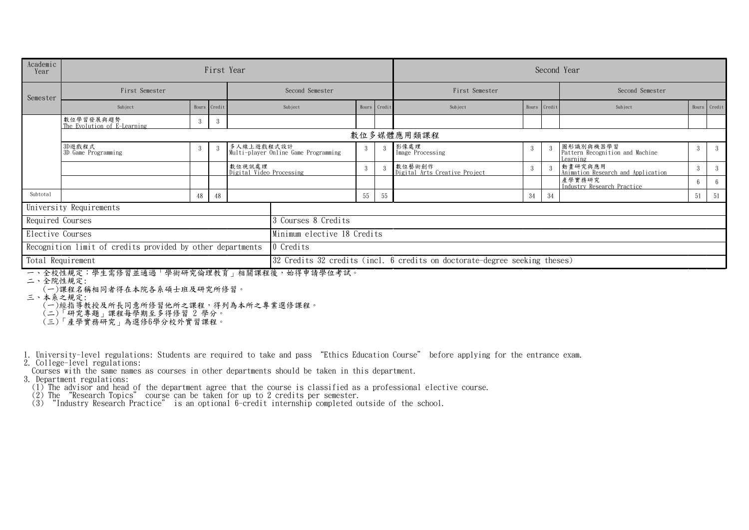| Academic Year | First Year | | | | | | Second Year | | | | | |
|---|---|---|---|---|---|---|---|---|---|---|---|---|
| Semester | First Semester | | | Second Semester | | | First Semester | | | Second Semester | | |
| | Subject | Hours | Credit | Subject | Hours | Credit | Subject | Hours | Credit | Subject | Hours | Credit |
| | 數位學習發展與趨勢<br>The Evolution of E-Learning | 3 | 3 | | | | | | | | | |
| | 數位多媒體應用類課程 | | | | | | | | | | | |
| | 3D遊戲程式<br>3D Game Programming | 3 | 3 | 多人線上遊戲程式設計<br>Multi-player Online Game Programming | 3 | 3 | 影像處理<br>Image Processing | 3 | 3 | 圖形識別與機器學習<br>Pattern Recognition and Machine Learning | 3 | 3 |
| | | | | 數位視訊處理<br>Digital Video Processing | 3 | 3 | 數位藝術創作<br>Digital Arts Creative Project | 3 | 3 | 動畫研究與應用<br>Animation Research and Application | 3 | 3 |
| | | | | | | | | | | 產學實務研究<br>Industry Research Practice | 6 | 6 |
| Subtotal | | 48 | 48 | | 55 | 55 | | 34 | 34 | | 51 | 51 |

| | |
|---|---|
| University Requirements | |
| Required Courses | 3 Courses 8 Credits |
| Elective Courses | Minimum elective 18 Credits |
| Recognition limit of credits provided by other departments | 0 Credits |
| Total Requirement | 32 Credits 32 credits (incl. 6 credits on doctorate-degree seeking theses) |

一、全校性規定：學生需修習並通過「學術研究倫理教育」相關課程後，始得申請學位考試。

二、全院性規定:

(一)課程名稱相同者得在本院各系碩士班及研究所修習。

三、本系之規定:

(一)經指導教授及所長同意所修習他所之課程，得列為本所之專業選修課程。

(二)「研究專題」課程每學期至多得修習 2 學分。

(三)「產學實務研究」為選修6學分校外實習課程。

1. University-level regulations: Students are required to take and pass "Ethics Education Course" before applying for the entrance exam.
2. College-level regulations:
   Courses with the same names as courses in other departments should be taken in this department.
3. Department regulations:
   (1) The advisor and head of the department agree that the course is classified as a professional elective course.
   (2) The "Research Topics" course can be taken for up to 2 credits per semester.
   (3) "Industry Research Practice" is an optional 6-credit internship completed outside of the school.